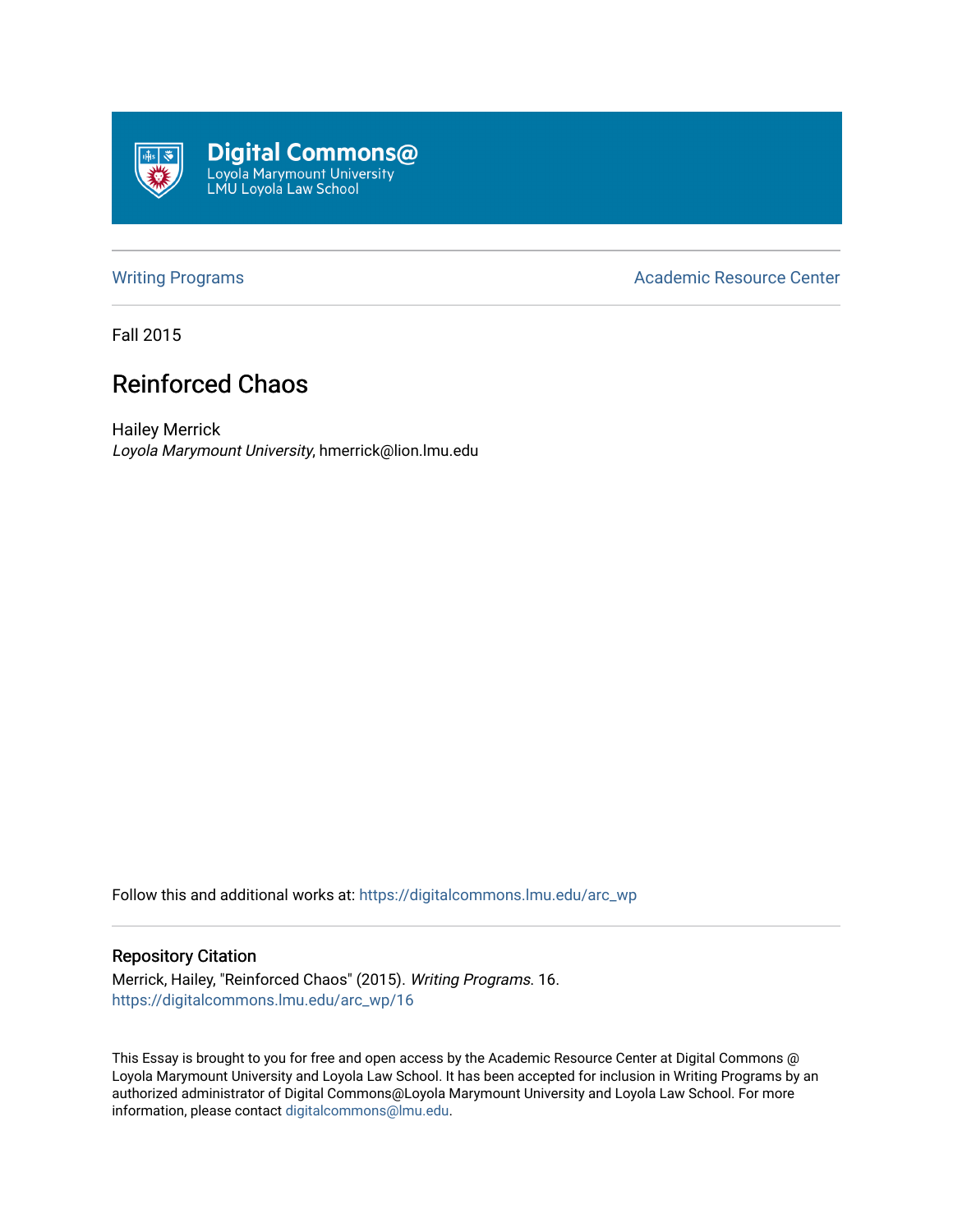Digital Commons@
Loyola Marymount University
LMU Loyola Law School

Writing Programs | Academic Resource Center

Fall 2015

# Reinforced Chaos

Hailey Merrick
*Loyola Marymount University*, hmerrick@lion.lmu.edu

Follow this and additional works at: https://digitalcommons.lmu.edu/arc_wp

## Repository Citation

Merrick, Hailey, "Reinforced Chaos" (2015). *Writing Programs*. 16.
https://digitalcommons.lmu.edu/arc_wp/16

This Essay is brought to you for free and open access by the Academic Resource Center at Digital Commons @ Loyola Marymount University and Loyola Law School. It has been accepted for inclusion in Writing Programs by an authorized administrator of Digital Commons@Loyola Marymount University and Loyola Law School. For more information, please contact digitalcommons@lmu.edu.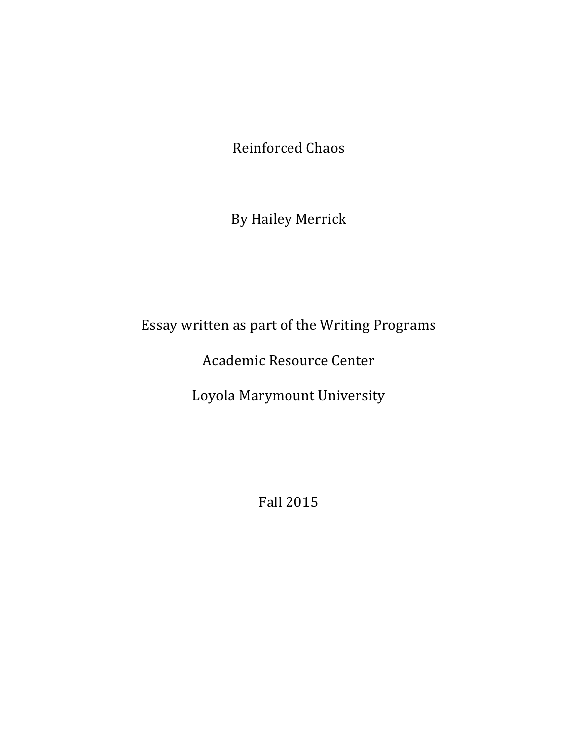# Reinforced Chaos

By Hailey Merrick

Essay written as part of the Writing Programs

Academic Resource Center

Loyola Marymount University

Fall 2015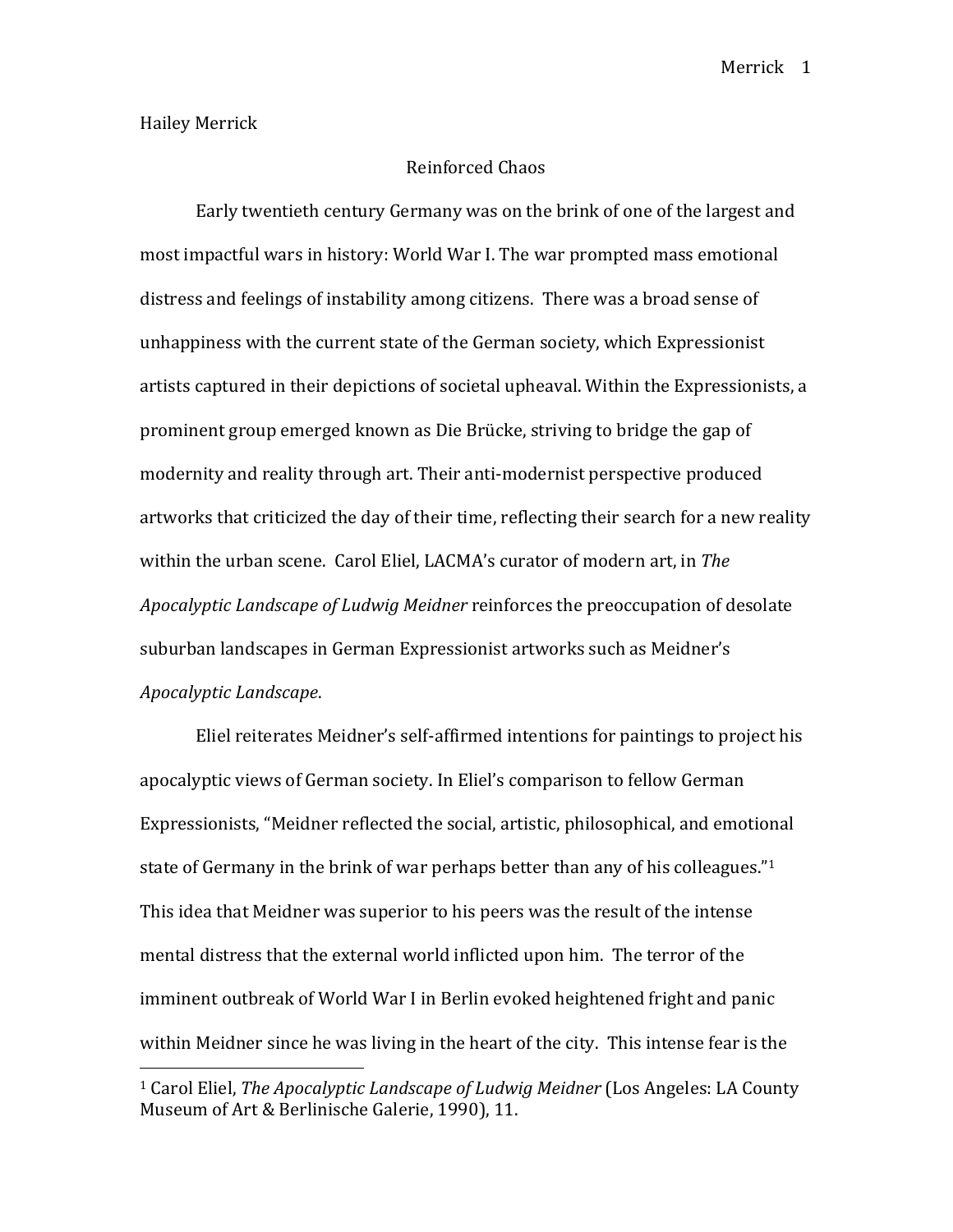Hailey Merrick

Reinforced Chaos

Early twentieth century Germany was on the brink of one of the largest and most impactful wars in history: World War I. The war prompted mass emotional distress and feelings of instability among citizens. There was a broad sense of unhappiness with the current state of the German society, which Expressionist artists captured in their depictions of societal upheaval. Within the Expressionists, a prominent group emerged known as Die Brücke, striving to bridge the gap of modernity and reality through art. Their anti-modernist perspective produced artworks that criticized the day of their time, reflecting their search for a new reality within the urban scene. Carol Eliel, LACMA's curator of modern art, in *The Apocalyptic Landscape of Ludwig Meidner* reinforces the preoccupation of desolate suburban landscapes in German Expressionist artworks such as Meidner's *Apocalyptic Landscape*.

Eliel reiterates Meidner's self-affirmed intentions for paintings to project his apocalyptic views of German society. In Eliel's comparison to fellow German Expressionists, "Meidner reflected the social, artistic, philosophical, and emotional state of Germany in the brink of war perhaps better than any of his colleagues."[1] This idea that Meidner was superior to his peers was the result of the intense mental distress that the external world inflicted upon him. The terror of the imminent outbreak of World War I in Berlin evoked heightened fright and panic within Meidner since he was living in the heart of the city. This intense fear is the

---

[1] Carol Eliel, *The Apocalyptic Landscape of Ludwig Meidner* (Los Angeles: LA County Museum of Art & Berlinische Galerie, 1990), 11.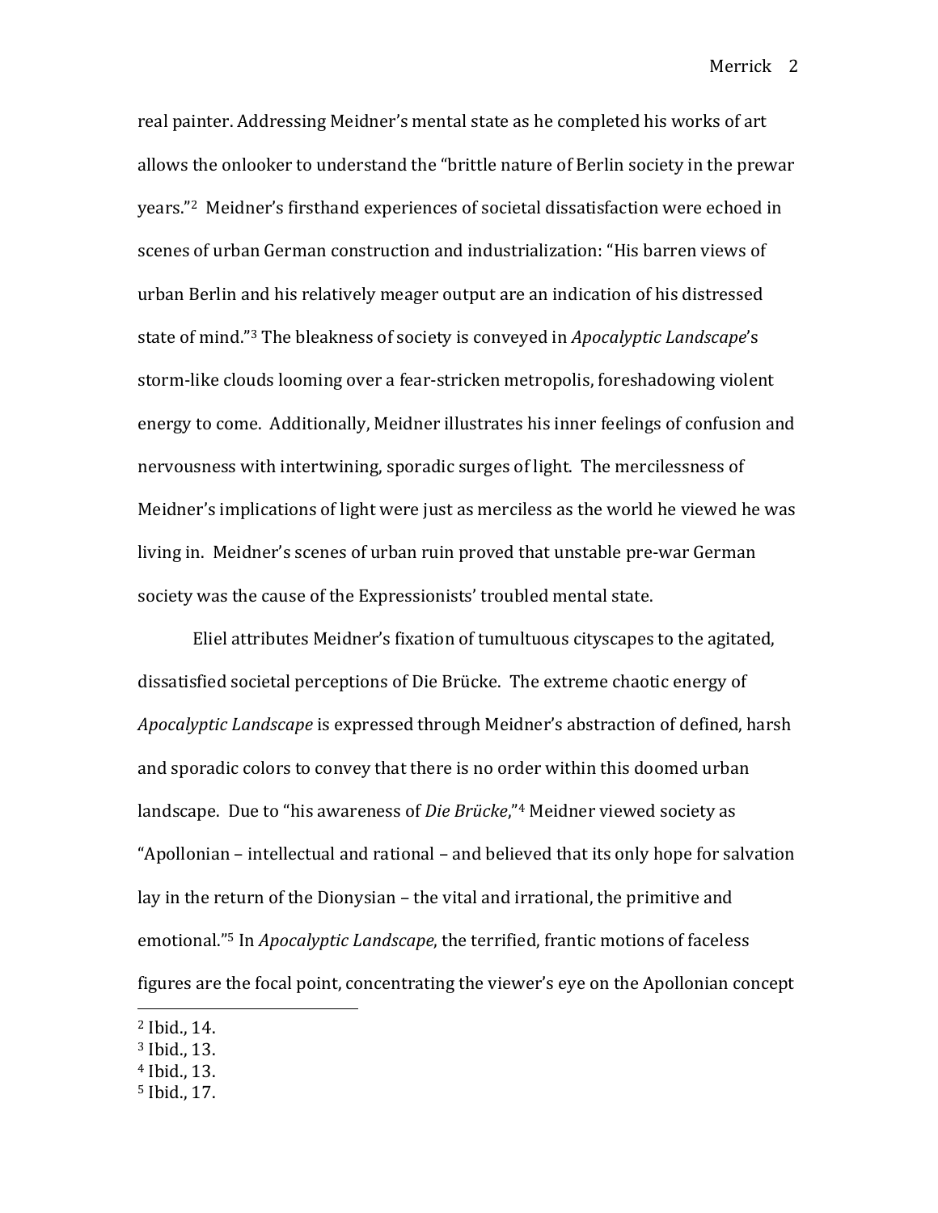real painter. Addressing Meidner's mental state as he completed his works of art allows the onlooker to understand the "brittle nature of Berlin society in the prewar years."[2] Meidner's firsthand experiences of societal dissatisfaction were echoed in scenes of urban German construction and industrialization: "His barren views of urban Berlin and his relatively meager output are an indication of his distressed state of mind."[3] The bleakness of society is conveyed in *Apocalyptic Landscape*'s storm-like clouds looming over a fear-stricken metropolis, foreshadowing violent energy to come. Additionally, Meidner illustrates his inner feelings of confusion and nervousness with intertwining, sporadic surges of light. The mercilessness of Meidner's implications of light were just as merciless as the world he viewed he was living in. Meidner's scenes of urban ruin proved that unstable pre-war German society was the cause of the Expressionists' troubled mental state.

Eliel attributes Meidner's fixation of tumultuous cityscapes to the agitated, dissatisfied societal perceptions of Die Brücke. The extreme chaotic energy of *Apocalyptic Landscape* is expressed through Meidner's abstraction of defined, harsh and sporadic colors to convey that there is no order within this doomed urban landscape. Due to "his awareness of *Die Brücke*,"[4] Meidner viewed society as "Apollonian – intellectual and rational – and believed that its only hope for salvation lay in the return of the Dionysian – the vital and irrational, the primitive and emotional."[5] In *Apocalyptic Landscape*, the terrified, frantic motions of faceless figures are the focal point, concentrating the viewer's eye on the Apollonian concept

---

[2] Ibid., 14.
[3] Ibid., 13.
[4] Ibid., 13.
[5] Ibid., 17.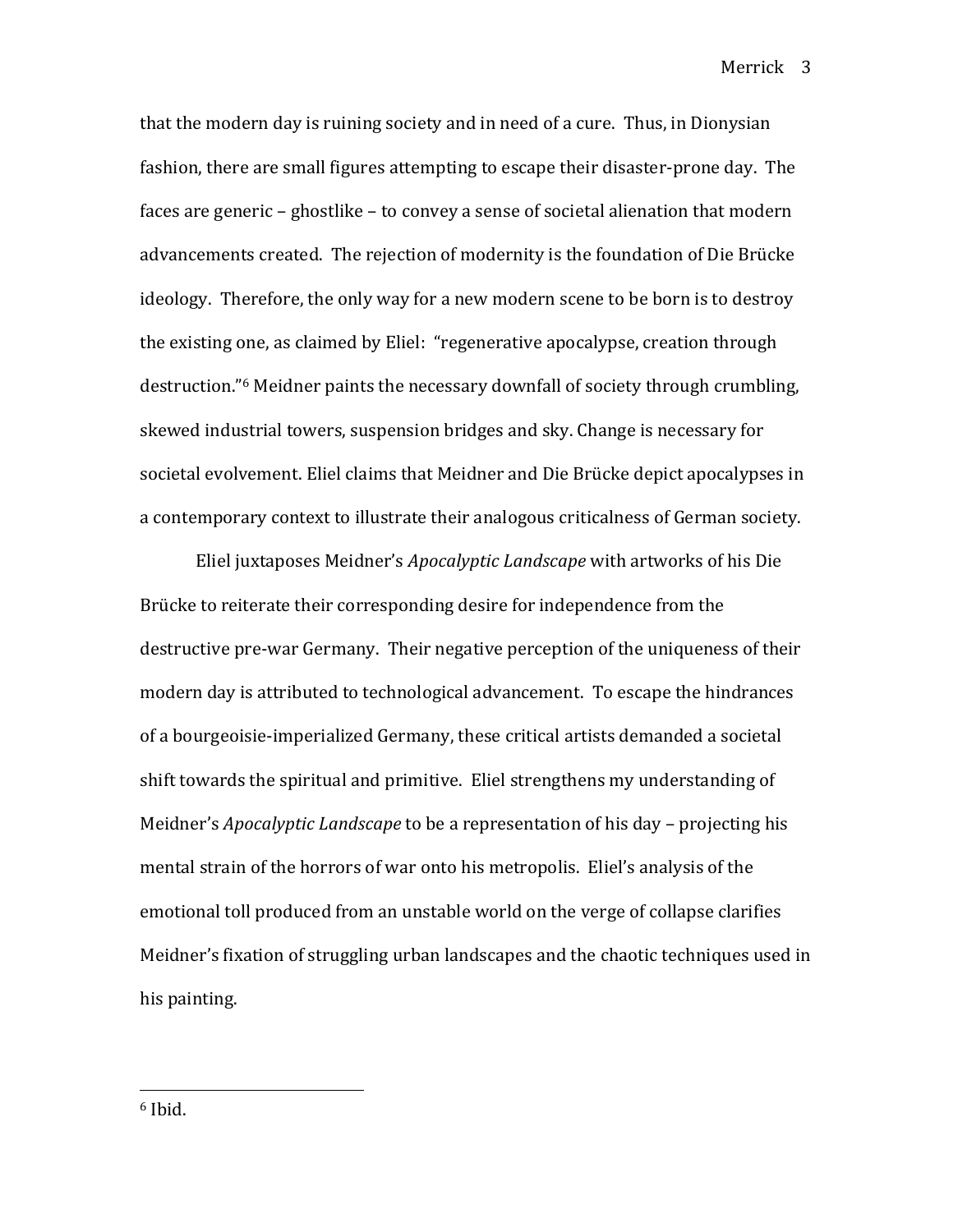that the modern day is ruining society and in need of a cure. Thus, in Dionysian fashion, there are small figures attempting to escape their disaster-prone day. The faces are generic – ghostlike – to convey a sense of societal alienation that modern advancements created. The rejection of modernity is the foundation of Die Brücke ideology. Therefore, the only way for a new modern scene to be born is to destroy the existing one, as claimed by Eliel: "regenerative apocalypse, creation through destruction."[6] Meidner paints the necessary downfall of society through crumbling, skewed industrial towers, suspension bridges and sky. Change is necessary for societal evolvement. Eliel claims that Meidner and Die Brücke depict apocalypses in a contemporary context to illustrate their analogous criticalness of German society.

Eliel juxtaposes Meidner's *Apocalyptic Landscape* with artworks of his Die Brücke to reiterate their corresponding desire for independence from the destructive pre-war Germany. Their negative perception of the uniqueness of their modern day is attributed to technological advancement. To escape the hindrances of a bourgeoisie-imperialized Germany, these critical artists demanded a societal shift towards the spiritual and primitive. Eliel strengthens my understanding of Meidner's *Apocalyptic Landscape* to be a representation of his day – projecting his mental strain of the horrors of war onto his metropolis. Eliel's analysis of the emotional toll produced from an unstable world on the verge of collapse clarifies Meidner's fixation of struggling urban landscapes and the chaotic techniques used in his painting.

---

[6] Ibid.